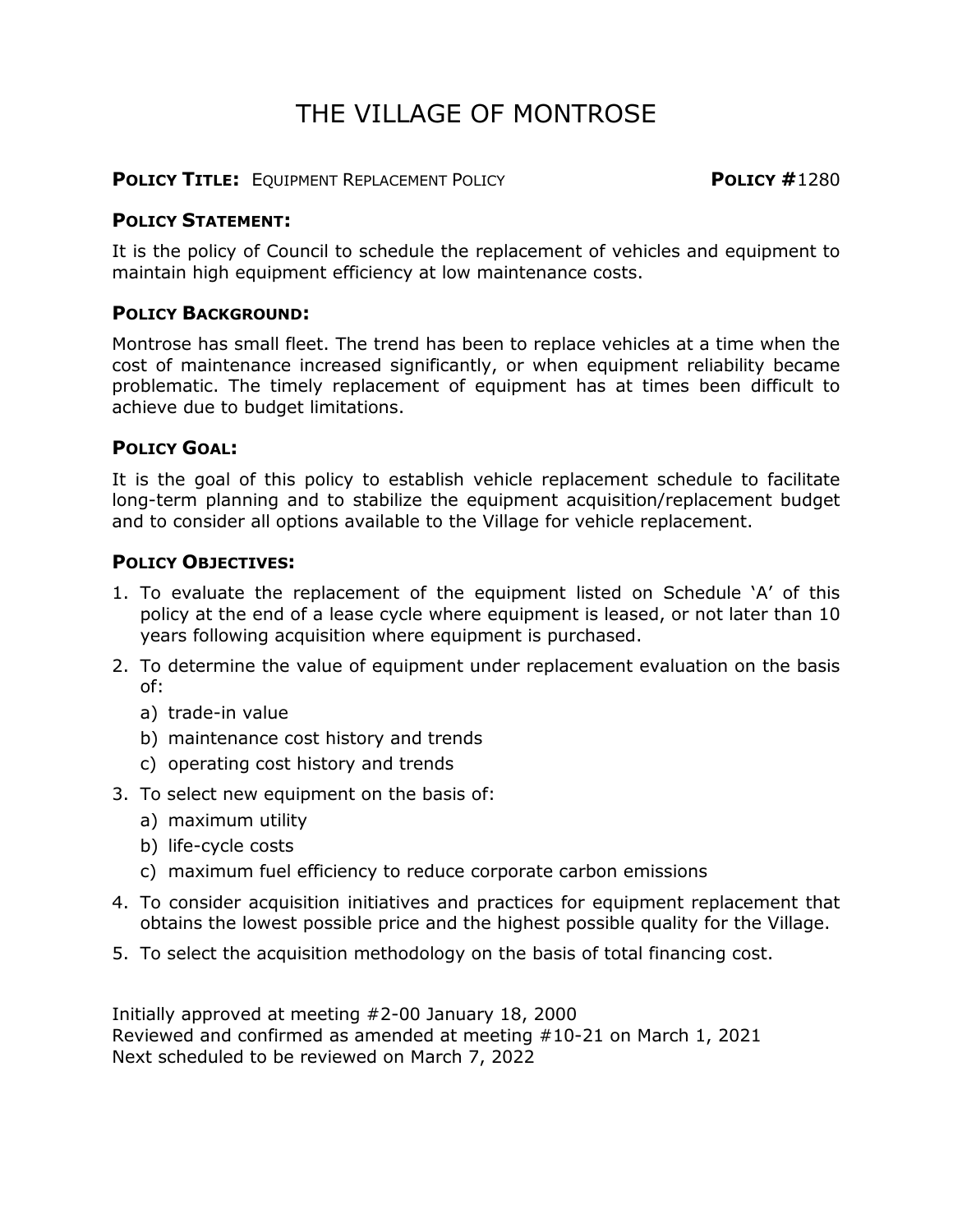# THE VILLAGE OF MONTROSE

**POLICY TITLE:** EQUIPMENT REPLACEMENT POLICY **POLICY #**1280

### POLICY STATEMENT:

It is the policy of Council to schedule the replacement of vehicles and equipment to maintain high equipment efficiency at low maintenance costs.

### POLICY BACKGROUND:

Montrose has small fleet. The trend has been to replace vehicles at a time when the cost of maintenance increased significantly, or when equipment reliability became problematic. The timely replacement of equipment has at times been difficult to achieve due to budget limitations.

### POLICY GOAL:

It is the goal of this policy to establish vehicle replacement schedule to facilitate long-term planning and to stabilize the equipment acquisition/replacement budget and to consider all options available to the Village for vehicle replacement.

### POLICY OBJECTIVES:

1. To evaluate the replacement of the equipment listed on Schedule 'A' of this policy at the end of a lease cycle where equipment is leased, or not later than 10 years following acquisition where equipment is purchased.
2. To determine the value of equipment under replacement evaluation on the basis of:
   a) trade-in value
   b) maintenance cost history and trends
   c) operating cost history and trends
3. To select new equipment on the basis of:
   a) maximum utility
   b) life-cycle costs
   c) maximum fuel efficiency to reduce corporate carbon emissions
4. To consider acquisition initiatives and practices for equipment replacement that obtains the lowest possible price and the highest possible quality for the Village.
5. To select the acquisition methodology on the basis of total financing cost.

Initially approved at meeting #2-00 January 18, 2000
Reviewed and confirmed as amended at meeting #10-21 on March 1, 2021
Next scheduled to be reviewed on March 7, 2022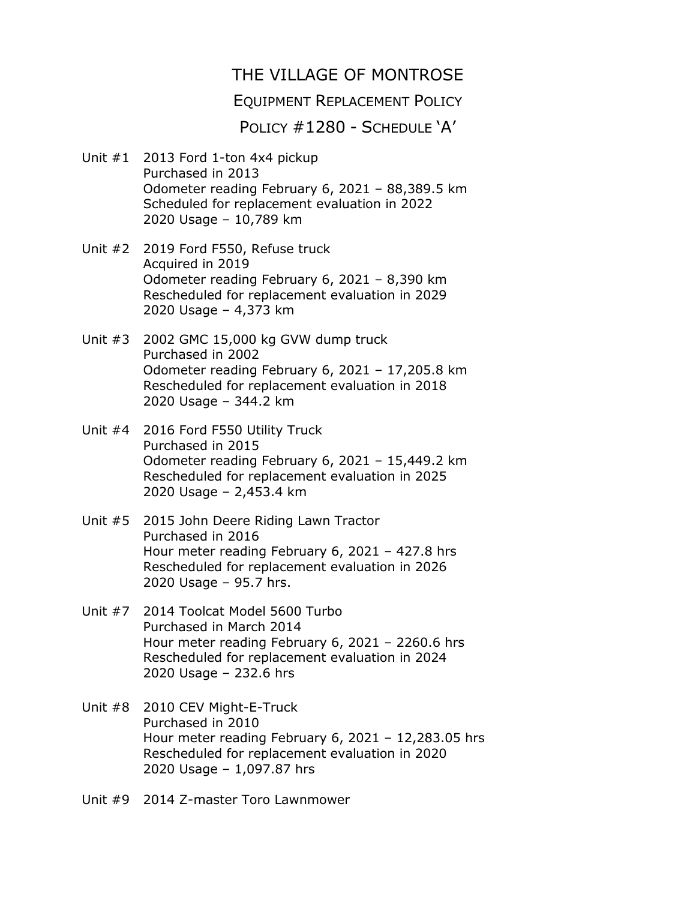# THE VILLAGE OF MONTROSE

## EQUIPMENT REPLACEMENT POLICY

## POLICY #1280 - SCHEDULE 'A'

Unit #1 2013 Ford 1-ton 4x4 pickup
Purchased in 2013
Odometer reading February 6, 2021 – 88,389.5 km
Scheduled for replacement evaluation in 2022
2020 Usage – 10,789 km

Unit #2 2019 Ford F550, Refuse truck
Acquired in 2019
Odometer reading February 6, 2021 – 8,390 km
Rescheduled for replacement evaluation in 2029
2020 Usage – 4,373 km

Unit #3 2002 GMC 15,000 kg GVW dump truck
Purchased in 2002
Odometer reading February 6, 2021 – 17,205.8 km
Rescheduled for replacement evaluation in 2018
2020 Usage – 344.2 km

Unit #4 2016 Ford F550 Utility Truck
Purchased in 2015
Odometer reading February 6, 2021 – 15,449.2 km
Rescheduled for replacement evaluation in 2025
2020 Usage – 2,453.4 km

Unit #5 2015 John Deere Riding Lawn Tractor
Purchased in 2016
Hour meter reading February 6, 2021 – 427.8 hrs
Rescheduled for replacement evaluation in 2026
2020 Usage – 95.7 hrs.

Unit #7 2014 Toolcat Model 5600 Turbo
Purchased in March 2014
Hour meter reading February 6, 2021 – 2260.6 hrs
Rescheduled for replacement evaluation in 2024
2020 Usage – 232.6 hrs

Unit #8 2010 CEV Might-E-Truck
Purchased in 2010
Hour meter reading February 6, 2021 – 12,283.05 hrs
Rescheduled for replacement evaluation in 2020
2020 Usage – 1,097.87 hrs

Unit #9 2014 Z-master Toro Lawnmower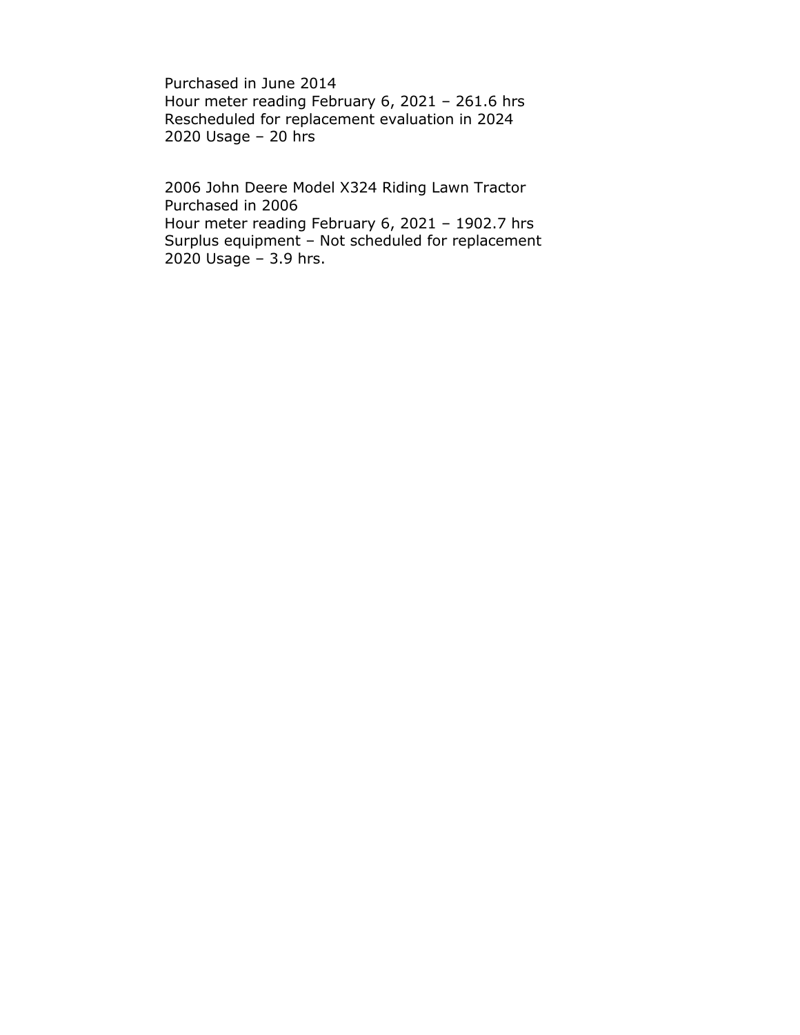Purchased in June 2014
Hour meter reading February 6, 2021 – 261.6 hrs
Rescheduled for replacement evaluation in 2024
2020 Usage – 20 hrs

2006 John Deere Model X324 Riding Lawn Tractor
Purchased in 2006
Hour meter reading February 6, 2021 – 1902.7 hrs
Surplus equipment – Not scheduled for replacement
2020 Usage – 3.9 hrs.